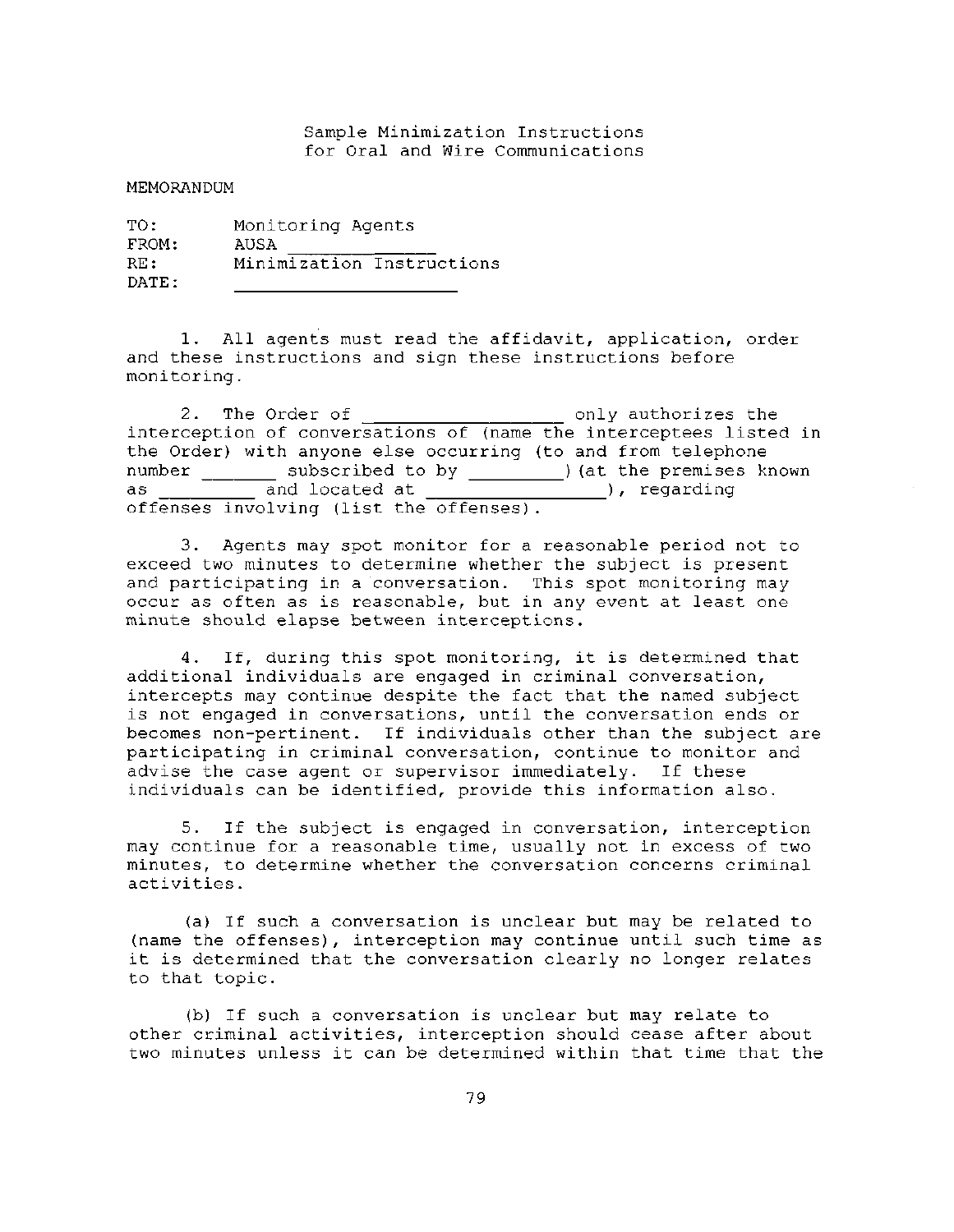Sample Minimization Instructions
for Oral and Wire Communications

MEMORANDUM

TO: Monitoring Agents
FROM: AUSA ______________
RE: Minimization Instructions
DATE: ______________________

1. All agents must read the affidavit, application, order and these instructions and sign these instructions before monitoring.

2. The Order of __________________ only authorizes the interception of conversations of (name the interceptees listed in the Order) with anyone else occurring (to and from telephone number _______ subscribed to by _________)(at the premises known as _________ and located at _________________), regarding offenses involving (list the offenses).

3. Agents may spot monitor for a reasonable period not to exceed two minutes to determine whether the subject is present and participating in a conversation. This spot monitoring may occur as often as is reasonable, but in any event at least one minute should elapse between interceptions.

4. If, during this spot monitoring, it is determined that additional individuals are engaged in criminal conversation, intercepts may continue despite the fact that the named subject is not engaged in conversations, until the conversation ends or becomes non-pertinent. If individuals other than the subject are participating in criminal conversation, continue to monitor and advise the case agent or supervisor immediately. If these individuals can be identified, provide this information also.

5. If the subject is engaged in conversation, interception may continue for a reasonable time, usually not in excess of two minutes, to determine whether the conversation concerns criminal activities.

(a) If such a conversation is unclear but may be related to (name the offenses), interception may continue until such time as it is determined that the conversation clearly no longer relates to that topic.

(b) If such a conversation is unclear but may relate to other criminal activities, interception should cease after about two minutes unless it can be determined within that time that the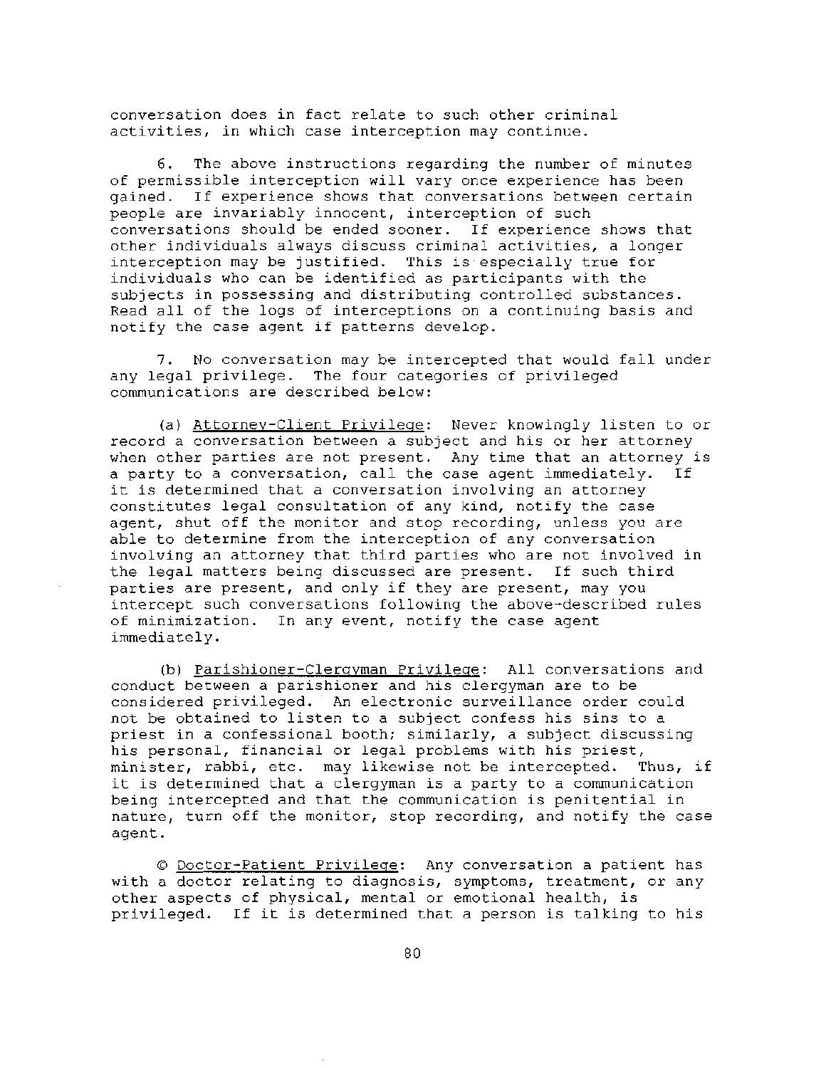conversation does in fact relate to such other criminal activities, in which case interception may continue.

6. The above instructions regarding the number of minutes of permissible interception will vary once experience has been gained. If experience shows that conversations between certain people are invariably innocent, interception of such conversations should be ended sooner. If experience shows that other individuals always discuss criminal activities, a longer interception may be justified. This is especially true for individuals who can be identified as participants with the subjects in possessing and distributing controlled substances. Read all of the logs of interceptions on a continuing basis and notify the case agent if patterns develop.

7. No conversation may be intercepted that would fall under any legal privilege. The four categories of privileged communications are described below:

(a) Attorney-Client Privilege: Never knowingly listen to or record a conversation between a subject and his or her attorney when other parties are not present. Any time that an attorney is a party to a conversation, call the case agent immediately. If it is determined that a conversation involving an attorney constitutes legal consultation of any kind, notify the case agent, shut off the monitor and stop recording, unless you are able to determine from the interception of any conversation involving an attorney that third parties who are not involved in the legal matters being discussed are present. If such third parties are present, and only if they are present, may you intercept such conversations following the above-described rules of minimization. In any event, notify the case agent immediately.

(b) Parishioner-Clergyman Privilege: All conversations and conduct between a parishioner and his clergyman are to be considered privileged. An electronic surveillance order could not be obtained to listen to a subject confess his sins to a priest in a confessional booth; similarly, a subject discussing his personal, financial or legal problems with his priest, minister, rabbi, etc. may likewise not be intercepted. Thus, if it is determined that a clergyman is a party to a communication being intercepted and that the communication is penitential in nature, turn off the monitor, stop recording, and notify the case agent.

© Doctor-Patient Privilege: Any conversation a patient has with a doctor relating to diagnosis, symptoms, treatment, or any other aspects of physical, mental or emotional health, is privileged. If it is determined that a person is talking to his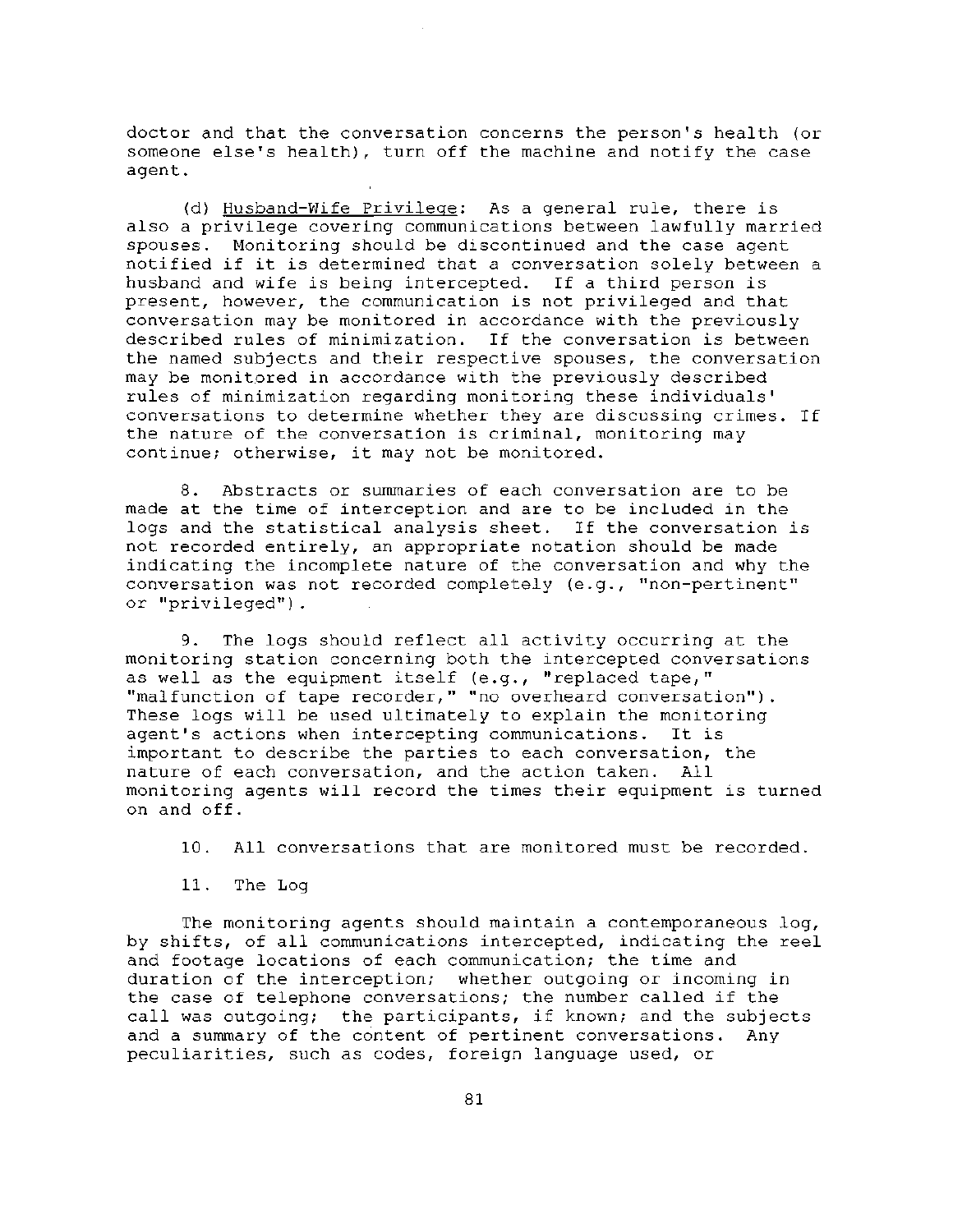doctor and that the conversation concerns the person's health (or someone else's health), turn off the machine and notify the case agent.

(d) Husband-Wife Privilege: As a general rule, there is also a privilege covering communications between lawfully married spouses. Monitoring should be discontinued and the case agent notified if it is determined that a conversation solely between a husband and wife is being intercepted. If a third person is present, however, the communication is not privileged and that conversation may be monitored in accordance with the previously described rules of minimization. If the conversation is between the named subjects and their respective spouses, the conversation may be monitored in accordance with the previously described rules of minimization regarding monitoring these individuals' conversations to determine whether they are discussing crimes. If the nature of the conversation is criminal, monitoring may continue; otherwise, it may not be monitored.

8. Abstracts or summaries of each conversation are to be made at the time of interception and are to be included in the logs and the statistical analysis sheet. If the conversation is not recorded entirely, an appropriate notation should be made indicating the incomplete nature of the conversation and why the conversation was not recorded completely (e.g., "non-pertinent" or "privileged").

9. The logs should reflect all activity occurring at the monitoring station concerning both the intercepted conversations as well as the equipment itself (e.g., "replaced tape," "malfunction of tape recorder," "no overheard conversation"). These logs will be used ultimately to explain the monitoring agent's actions when intercepting communications. It is important to describe the parties to each conversation, the nature of each conversation, and the action taken. All monitoring agents will record the times their equipment is turned on and off.

10. All conversations that are monitored must be recorded.

11. The Log

The monitoring agents should maintain a contemporaneous log, by shifts, of all communications intercepted, indicating the reel and footage locations of each communication; the time and duration of the interception; whether outgoing or incoming in the case of telephone conversations; the number called if the call was outgoing; the participants, if known; and the subjects and a summary of the content of pertinent conversations. Any peculiarities, such as codes, foreign language used, or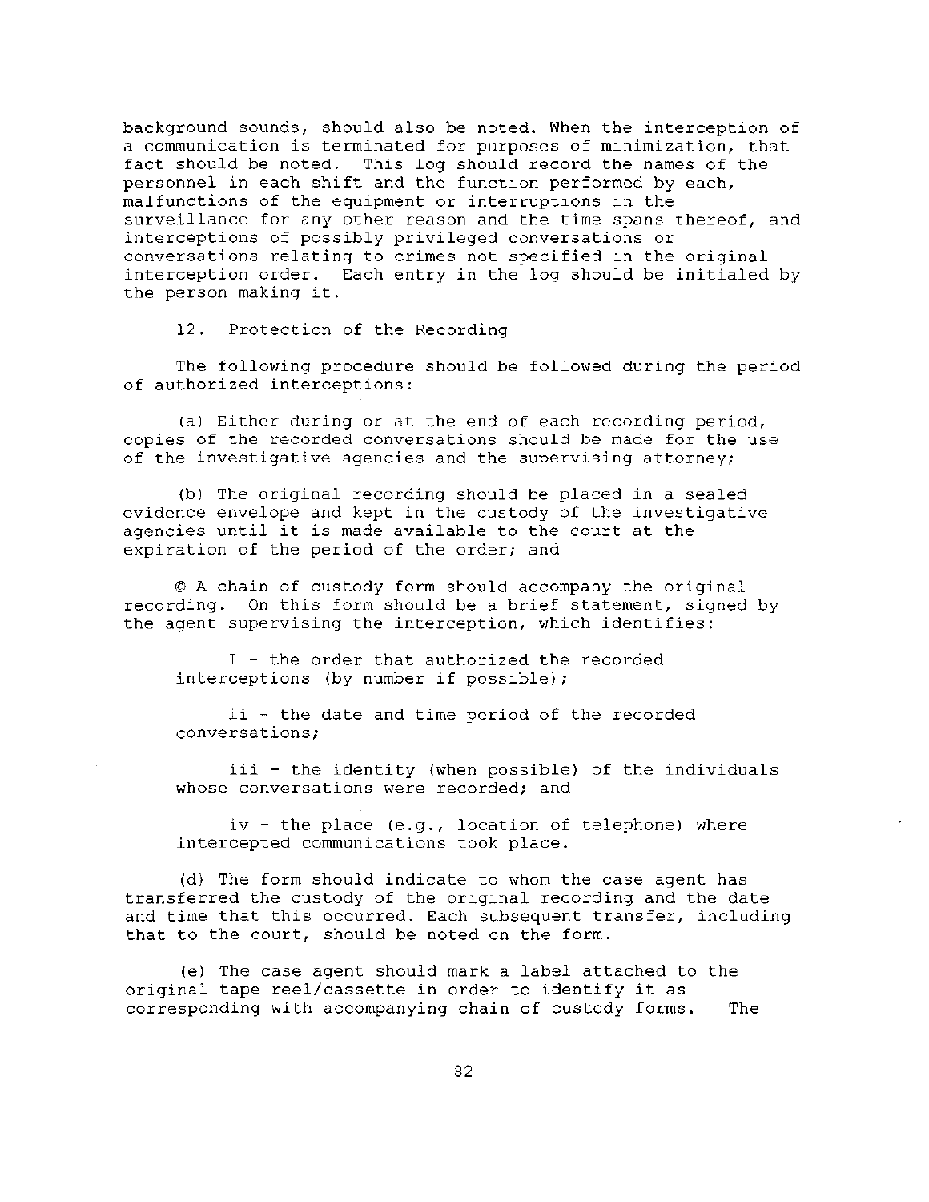background sounds, should also be noted. When the interception of a communication is terminated for purposes of minimization, that fact should be noted. This log should record the names of the personnel in each shift and the function performed by each, malfunctions of the equipment or interruptions in the surveillance for any other reason and the time spans thereof, and interceptions of possibly privileged conversations or conversations relating to crimes not specified in the original interception order. Each entry in the log should be initialed by the person making it.

12. Protection of the Recording

The following procedure should be followed during the period of authorized interceptions:

(a) Either during or at the end of each recording period, copies of the recorded conversations should be made for the use of the investigative agencies and the supervising attorney;

(b) The original recording should be placed in a sealed evidence envelope and kept in the custody of the investigative agencies until it is made available to the court at the expiration of the period of the order; and

© A chain of custody form should accompany the original recording. On this form should be a brief statement, signed by the agent supervising the interception, which identifies:

I - the order that authorized the recorded interceptions (by number if possible);

ii - the date and time period of the recorded conversations;

iii - the identity (when possible) of the individuals whose conversations were recorded; and

iv - the place (e.g., location of telephone) where intercepted communications took place.

(d) The form should indicate to whom the case agent has transferred the custody of the original recording and the date and time that this occurred. Each subsequent transfer, including that to the court, should be noted on the form.

(e) The case agent should mark a label attached to the original tape reel/cassette in order to identify it as corresponding with accompanying chain of custody forms. The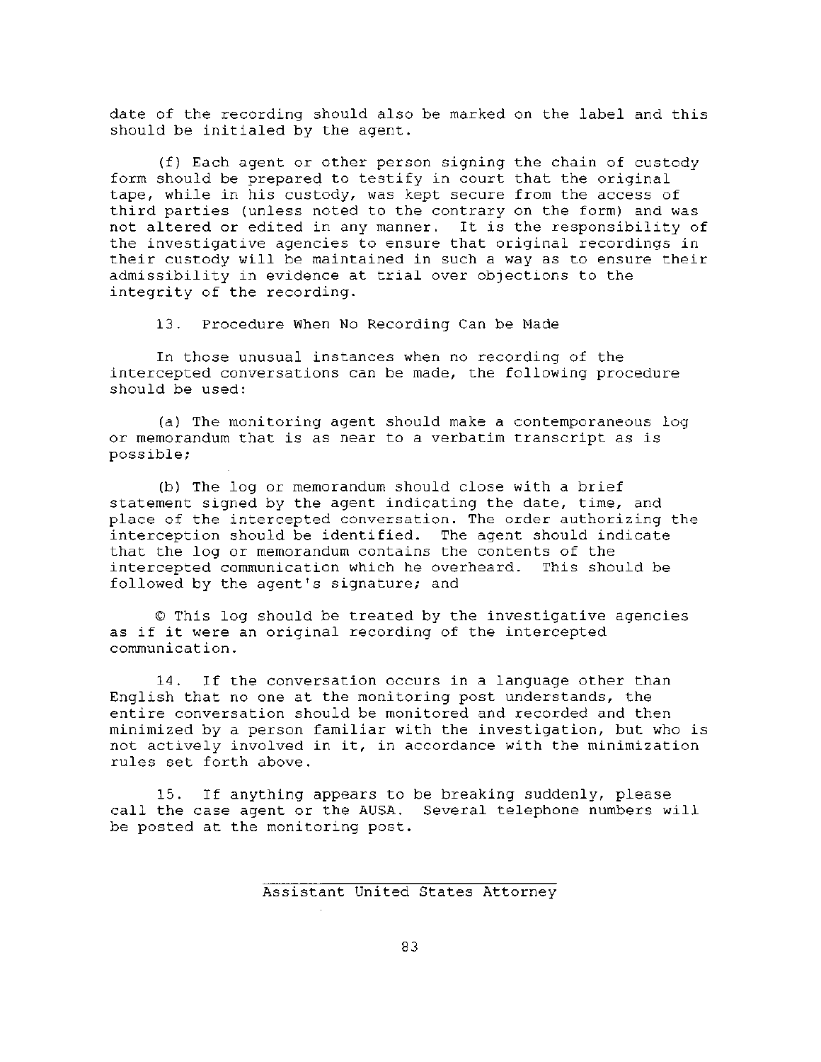date of the recording should also be marked on the label and this should be initialed by the agent.

(f) Each agent or other person signing the chain of custody form should be prepared to testify in court that the original tape, while in his custody, was kept secure from the access of third parties (unless noted to the contrary on the form) and was not altered or edited in any manner. It is the responsibility of the investigative agencies to ensure that original recordings in their custody will be maintained in such a way as to ensure their admissibility in evidence at trial over objections to the integrity of the recording.

13. Procedure When No Recording Can be Made

In those unusual instances when no recording of the intercepted conversations can be made, the following procedure should be used:

(a) The monitoring agent should make a contemporaneous log or memorandum that is as near to a verbatim transcript as is possible;

(b) The log or memorandum should close with a brief statement signed by the agent indicating the date, time, and place of the intercepted conversation. The order authorizing the interception should be identified. The agent should indicate that the log or memorandum contains the contents of the intercepted communication which he overheard. This should be followed by the agent's signature; and

© This log should be treated by the investigative agencies as if it were an original recording of the intercepted communication.

14. If the conversation occurs in a language other than English that no one at the monitoring post understands, the entire conversation should be monitored and recorded and then minimized by a person familiar with the investigation, but who is not actively involved in it, in accordance with the minimization rules set forth above.

15. If anything appears to be breaking suddenly, please call the case agent or the AUSA. Several telephone numbers will be posted at the monitoring post.

\_\_\_\_\_\_\_\_\_\_\_\_\_\_\_\_\_\_\_\_\_\_\_\_\_\_\_\_\_\_\_\_

Assistant United States Attorney